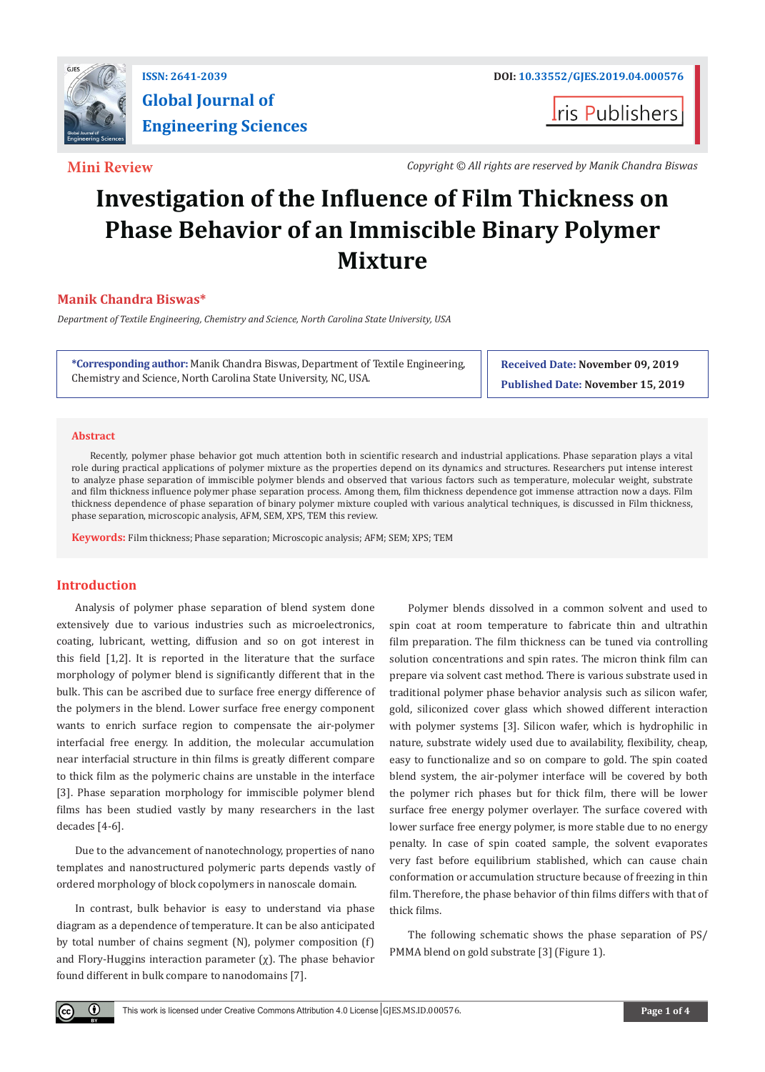Mini Review

Copyright © All rights are reserved by Manik Chandra Biswas

# Investigation of the Influence of Film Thickness on Phase Behavior of an Immiscible Binary Polymer Mixture

**Manik Chandra Biswas***

*Department of Textile Engineering, Chemistry and Science, North Carolina State University, USA*

**\*Corresponding author:** Manik Chandra Biswas, Department of Textile Engineering, Chemistry and Science, North Carolina State University, NC, USA.

**Received Date:** November 09, 2019

**Published Date:** November 15, 2019

## Abstract

Recently, polymer phase behavior got much attention both in scientific research and industrial applications. Phase separation plays a vital role during practical applications of polymer mixture as the properties depend on its dynamics and structures. Researchers put intense interest to analyze phase separation of immiscible polymer blends and observed that various factors such as temperature, molecular weight, substrate and film thickness influence polymer phase separation process. Among them, film thickness dependence got immense attraction now a days. Film thickness dependence of phase separation of binary polymer mixture coupled with various analytical techniques, is discussed in Film thickness, phase separation, microscopic analysis, AFM, SEM, XPS, TEM this review.

**Keywords:** Film thickness; Phase separation; Microscopic analysis; AFM; SEM; XPS; TEM

## Introduction

Analysis of polymer phase separation of blend system done extensively due to various industries such as microelectronics, coating, lubricant, wetting, diffusion and so on got interest in this field [1,2]. It is reported in the literature that the surface morphology of polymer blend is significantly different that in the bulk. This can be ascribed due to surface free energy difference of the polymers in the blend. Lower surface free energy component wants to enrich surface region to compensate the air-polymer interfacial free energy. In addition, the molecular accumulation near interfacial structure in thin films is greatly different compare to thick film as the polymeric chains are unstable in the interface [3]. Phase separation morphology for immiscible polymer blend films has been studied vastly by many researchers in the last decades [4-6].

Due to the advancement of nanotechnology, properties of nano templates and nanostructured polymeric parts depends vastly of ordered morphology of block copolymers in nanoscale domain.

In contrast, bulk behavior is easy to understand via phase diagram as a dependence of temperature. It can be also anticipated by total number of chains segment (N), polymer composition (f) and Flory-Huggins interaction parameter ($\chi$). The phase behavior found different in bulk compare to nanodomains [7].

Polymer blends dissolved in a common solvent and used to spin coat at room temperature to fabricate thin and ultrathin film preparation. The film thickness can be tuned via controlling solution concentrations and spin rates. The micron think film can prepare via solvent cast method. There is various substrate used in traditional polymer phase behavior analysis such as silicon wafer, gold, siliconized cover glass which showed different interaction with polymer systems [3]. Silicon wafer, which is hydrophilic in nature, substrate widely used due to availability, flexibility, cheap, easy to functionalize and so on compare to gold. The spin coated blend system, the air-polymer interface will be covered by both the polymer rich phases but for thick film, there will be lower surface free energy polymer overlayer. The surface covered with lower surface free energy polymer, is more stable due to no energy penalty. In case of spin coated sample, the solvent evaporates very fast before equilibrium stablished, which can cause chain conformation or accumulation structure because of freezing in thin film. Therefore, the phase behavior of thin films differs with that of thick films.

The following schematic shows the phase separation of PS/PMMA blend on gold substrate [3] (Figure 1).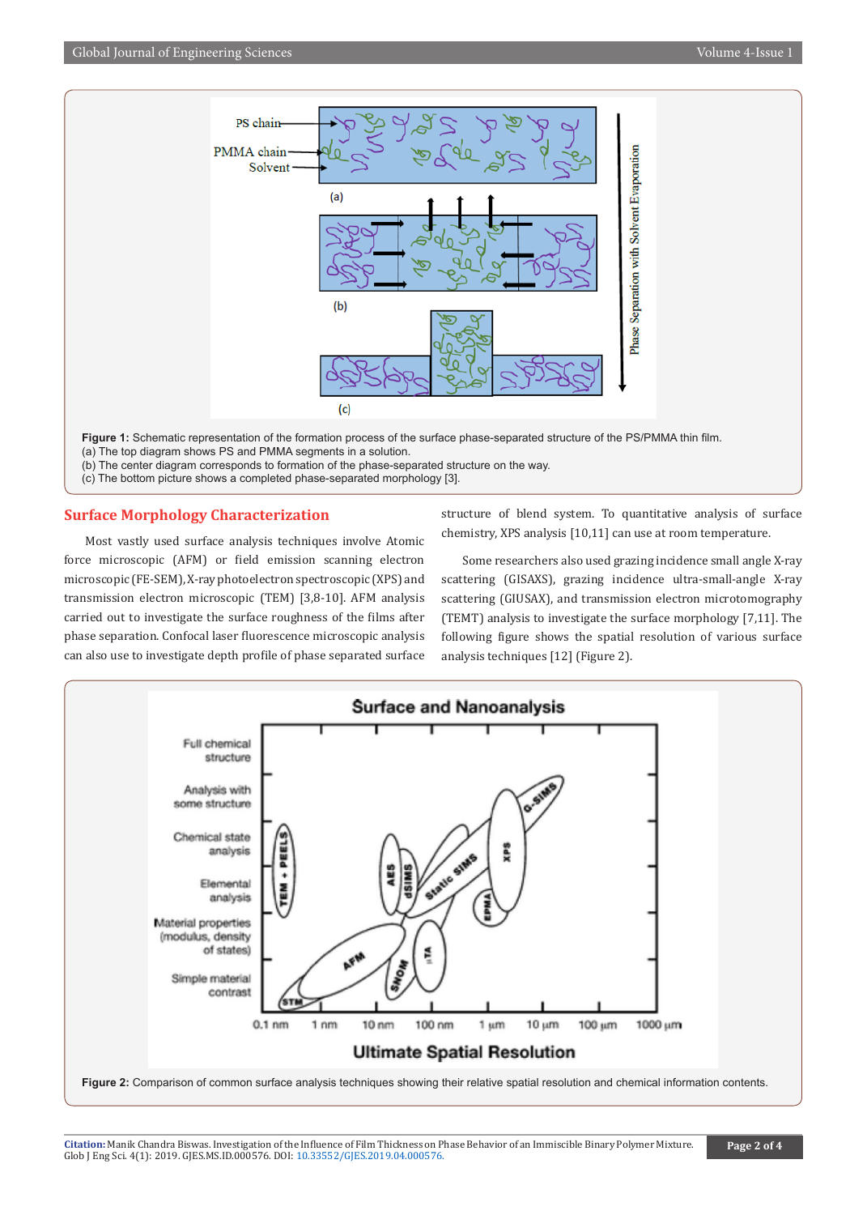Figure 1: Schematic representation of the formation process of the surface phase-separated structure of the PS/PMMA thin film.
(a) The top diagram shows PS and PMMA segments in a solution.
(b) The center diagram corresponds to formation of the phase-separated structure on the way.
(c) The bottom picture shows a completed phase-separated morphology [3].

## Surface Morphology Characterization

Most vastly used surface analysis techniques involve Atomic force microscopic (AFM) or field emission scanning electron microscopic (FE-SEM), X-ray photoelectron spectroscopic (XPS) and transmission electron microscopic (TEM) [3,8-10]. AFM analysis carried out to investigate the surface roughness of the films after phase separation. Confocal laser fluorescence microscopic analysis can also use to investigate depth profile of phase separated surface structure of blend system. To quantitative analysis of surface chemistry, XPS analysis [10,11] can use at room temperature.

Some researchers also used grazing incidence small angle X-ray scattering (GISAXS), grazing incidence ultra-small-angle X-ray scattering (GIUSAX), and transmission electron microtomography (TEMT) analysis to investigate the surface morphology [7,11]. The following figure shows the spatial resolution of various surface analysis techniques [12] (Figure 2).

Figure 2: Comparison of common surface analysis techniques showing their relative spatial resolution and chemical information contents.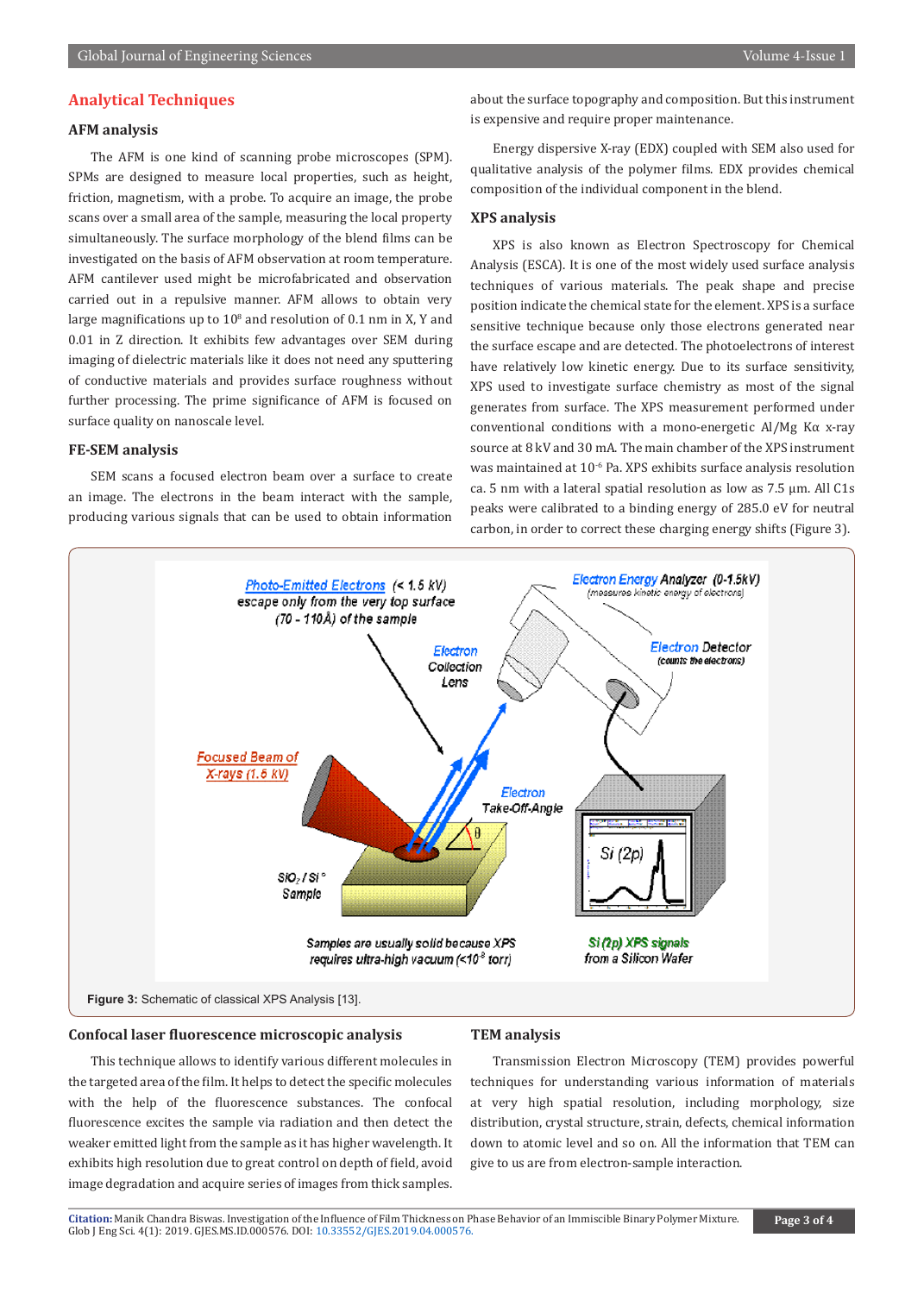## Analytical Techniques

### AFM analysis

The AFM is one kind of scanning probe microscopes (SPM). SPMs are designed to measure local properties, such as height, friction, magnetism, with a probe. To acquire an image, the probe scans over a small area of the sample, measuring the local property simultaneously. The surface morphology of the blend films can be investigated on the basis of AFM observation at room temperature. AFM cantilever used might be microfabricated and observation carried out in a repulsive manner. AFM allows to obtain very large magnifications up to $10^8$ and resolution of 0.1 nm in X, Y and 0.01 in Z direction. It exhibits few advantages over SEM during imaging of dielectric materials like it does not need any sputtering of conductive materials and provides surface roughness without further processing. The prime significance of AFM is focused on surface quality on nanoscale level.

### FE-SEM analysis

SEM scans a focused electron beam over a surface to create an image. The electrons in the beam interact with the sample, producing various signals that can be used to obtain information about the surface topography and composition. But this instrument is expensive and require proper maintenance.

Energy dispersive X-ray (EDX) coupled with SEM also used for qualitative analysis of the polymer films. EDX provides chemical composition of the individual component in the blend.

### XPS analysis

XPS is also known as Electron Spectroscopy for Chemical Analysis (ESCA). It is one of the most widely used surface analysis techniques of various materials. The peak shape and precise position indicate the chemical state for the element. XPS is a surface sensitive technique because only those electrons generated near the surface escape and are detected. The photoelectrons of interest have relatively low kinetic energy. Due to its surface sensitivity, XPS used to investigate surface chemistry as most of the signal generates from surface. The XPS measurement performed under conventional conditions with a mono-energetic Al/Mg Kα x-ray source at 8 kV and 30 mA. The main chamber of the XPS instrument was maintained at $10^{-6}$ Pa. XPS exhibits surface analysis resolution ca. 5 nm with a lateral spatial resolution as low as 7.5 µm. All C1s peaks were calibrated to a binding energy of 285.0 eV for neutral carbon, in order to correct these charging energy shifts (Figure 3).

**Figure 3:** Schematic of classical XPS Analysis [13].

### Confocal laser fluorescence microscopic analysis

This technique allows to identify various different molecules in the targeted area of the film. It helps to detect the specific molecules with the help of the fluorescence substances. The confocal fluorescence excites the sample via radiation and then detect the weaker emitted light from the sample as it has higher wavelength. It exhibits high resolution due to great control on depth of field, avoid image degradation and acquire series of images from thick samples.

### TEM analysis

Transmission Electron Microscopy (TEM) provides powerful techniques for understanding various information of materials at very high spatial resolution, including morphology, size distribution, crystal structure, strain, defects, chemical information down to atomic level and so on. All the information that TEM can give to us are from electron-sample interaction.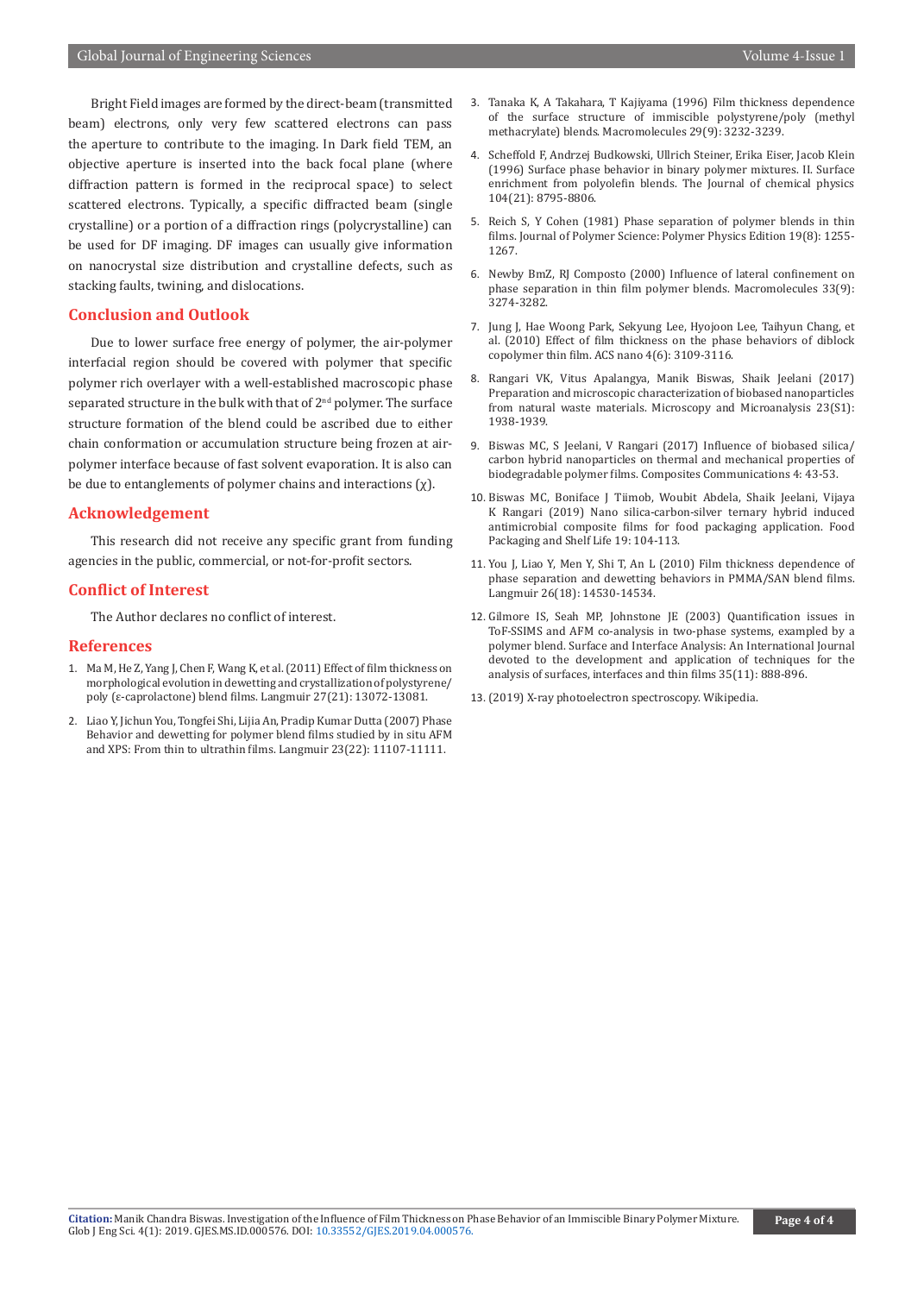Bright Field images are formed by the direct-beam (transmitted beam) electrons, only very few scattered electrons can pass the aperture to contribute to the imaging. In Dark field TEM, an objective aperture is inserted into the back focal plane (where diffraction pattern is formed in the reciprocal space) to select scattered electrons. Typically, a specific diffracted beam (single crystalline) or a portion of a diffraction rings (polycrystalline) can be used for DF imaging. DF images can usually give information on nanocrystal size distribution and crystalline defects, such as stacking faults, twining, and dislocations.

## Conclusion and Outlook

Due to lower surface free energy of polymer, the air-polymer interfacial region should be covered with polymer that specific polymer rich overlayer with a well-established macroscopic phase separated structure in the bulk with that of $2^{nd}$ polymer. The surface structure formation of the blend could be ascribed due to either chain conformation or accumulation structure being frozen at air-polymer interface because of fast solvent evaporation. It is also can be due to entanglements of polymer chains and interactions ($\chi$).

## Acknowledgement

This research did not receive any specific grant from funding agencies in the public, commercial, or not-for-profit sectors.

## Conflict of Interest

The Author declares no conflict of interest.

## References

1. Ma M, He Z, Yang J, Chen F, Wang K, et al. (2011) Effect of film thickness on morphological evolution in dewetting and crystallization of polystyrene/poly (ε-caprolactone) blend films. Langmuir 27(21): 13072-13081.
2. Liao Y, Jichun You, Tongfei Shi, Lijia An, Pradip Kumar Dutta (2007) Phase Behavior and dewetting for polymer blend films studied by in situ AFM and XPS: From thin to ultrathin films. Langmuir 23(22): 11107-11111.
3. Tanaka K, A Takahara, T Kajiyama (1996) Film thickness dependence of the surface structure of immiscible polystyrene/poly (methyl methacrylate) blends. Macromolecules 29(9): 3232-3239.
4. Scheffold F, Andrzej Budkowski, Ullrich Steiner, Erika Eiser, Jacob Klein (1996) Surface phase behavior in binary polymer mixtures. II. Surface enrichment from polyolefin blends. The Journal of chemical physics 104(21): 8795-8806.
5. Reich S, Y Cohen (1981) Phase separation of polymer blends in thin films. Journal of Polymer Science: Polymer Physics Edition 19(8): 1255-1267.
6. Newby BmZ, RJ Composto (2000) Influence of lateral confinement on phase separation in thin film polymer blends. Macromolecules 33(9): 3274-3282.
7. Jung J, Hae Woong Park, Sekyung Lee, Hyojoon Lee, Taihyun Chang, et al. (2010) Effect of film thickness on the phase behaviors of diblock copolymer thin film. ACS nano 4(6): 3109-3116.
8. Rangari VK, Vitus Apalangya, Manik Biswas, Shaik Jeelani (2017) Preparation and microscopic characterization of biobased nanoparticles from natural waste materials. Microscopy and Microanalysis 23(S1): 1938-1939.
9. Biswas MC, S Jeelani, V Rangari (2017) Influence of biobased silica/carbon hybrid nanoparticles on thermal and mechanical properties of biodegradable polymer films. Composites Communications 4: 43-53.
10. Biswas MC, Boniface J Tiimob, Woubit Abdela, Shaik Jeelani, Vijaya K Rangari (2019) Nano silica-carbon-silver ternary hybrid induced antimicrobial composite films for food packaging application. Food Packaging and Shelf Life 19: 104-113.
11. You J, Liao Y, Men Y, Shi T, An L (2010) Film thickness dependence of phase separation and dewetting behaviors in PMMA/SAN blend films. Langmuir 26(18): 14530-14534.
12. Gilmore IS, Seah MP, Johnstone JE (2003) Quantification issues in ToF-SSIMS and AFM co-analysis in two-phase systems, exampled by a polymer blend. Surface and Interface Analysis: An International Journal devoted to the development and application of techniques for the analysis of surfaces, interfaces and thin films 35(11): 888-896.
13. (2019) X-ray photoelectron spectroscopy. Wikipedia.